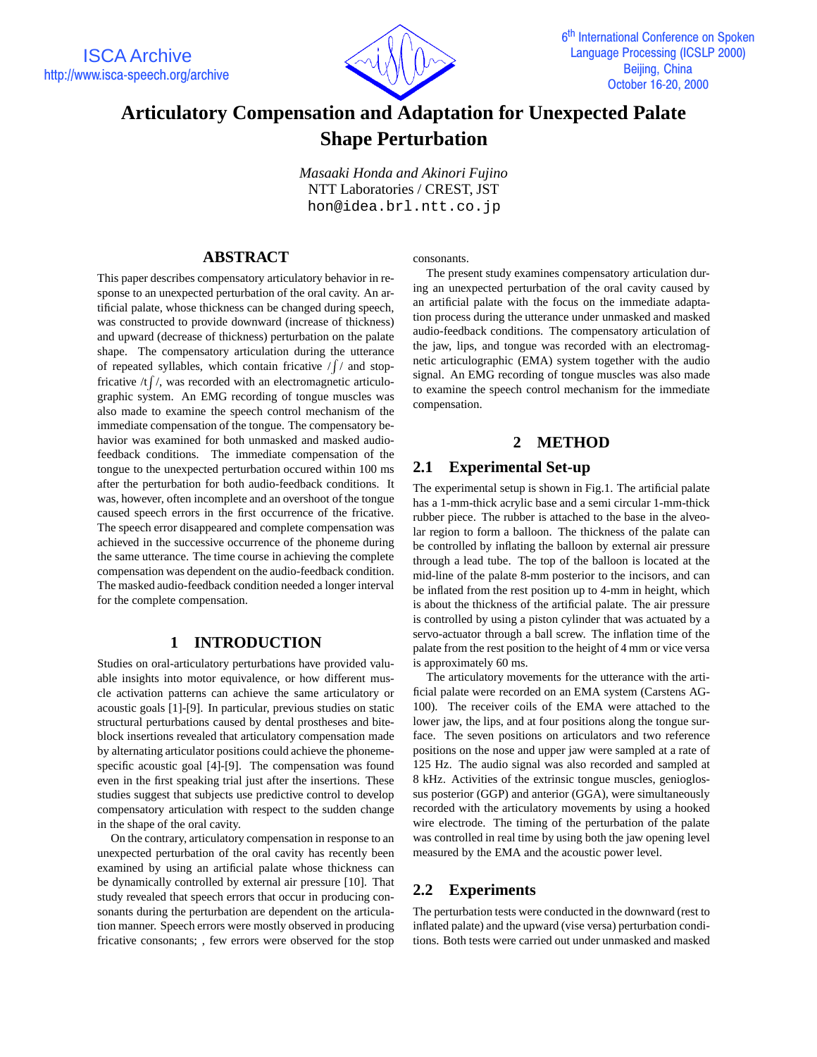# Articulatory Compensation and Adaptation for Unexpected Palate Shape Perturbation

*Masaaki Honda and Akinori Fujino*
NTT Laboratories / CREST, JST
hon@idea.brl.ntt.co.jp

## ABSTRACT

This paper describes compensatory articulatory behavior in response to an unexpected perturbation of the oral cavity. An artificial palate, whose thickness can be changed during speech, was constructed to provide downward (increase of thickness) and upward (decrease of thickness) perturbation on the palate shape. The compensatory articulation during the utterance of repeated syllables, which contain fricative /ʃ/ and stop-fricative /tʃ/, was recorded with an electromagnetic articulographic system. An EMG recording of tongue muscles was also made to examine the speech control mechanism of the immediate compensation of the tongue. The compensatory behavior was examined for both unmasked and masked audio-feedback conditions. The immediate compensation of the tongue to the unexpected perturbation occured within 100 ms after the perturbation for both audio-feedback conditions. It was, however, often incomplete and an overshoot of the tongue caused speech errors in the first occurrence of the fricative. The speech error disappeared and complete compensation was achieved in the successive occurrence of the phoneme during the same utterance. The time course in achieving the complete compensation was dependent on the audio-feedback condition. The masked audio-feedback condition needed a longer interval for the complete compensation.

## 1 INTRODUCTION

Studies on oral-articulatory perturbations have provided valuable insights into motor equivalence, or how different muscle activation patterns can achieve the same articulatory or acoustic goals [1]-[9]. In particular, previous studies on static structural perturbations caused by dental prostheses and bite-block insertions revealed that articulatory compensation made by alternating articulator positions could achieve the phoneme-specific acoustic goal [4]-[9]. The compensation was found even in the first speaking trial just after the insertions. These studies suggest that subjects use predictive control to develop compensatory articulation with respect to the sudden change in the shape of the oral cavity.

On the contrary, articulatory compensation in response to an unexpected perturbation of the oral cavity has recently been examined by using an artificial palate whose thickness can be dynamically controlled by external air pressure [10]. That study revealed that speech errors that occur in producing consonants during the perturbation are dependent on the articulation manner. Speech errors were mostly observed in producing fricative consonants; , few errors were observed for the stop consonants.

The present study examines compensatory articulation during an unexpected perturbation of the oral cavity caused by an artificial palate with the focus on the immediate adaptation process during the utterance under unmasked and masked audio-feedback conditions. The compensatory articulation of the jaw, lips, and tongue was recorded with an electromagnetic articulographic (EMA) system together with the audio signal. An EMG recording of tongue muscles was also made to examine the speech control mechanism for the immediate compensation.

## 2 METHOD

### 2.1 Experimental Set-up

The experimental setup is shown in Fig.1. The artificial palate has a 1-mm-thick acrylic base and a semi circular 1-mm-thick rubber piece. The rubber is attached to the base in the alveolar region to form a balloon. The thickness of the palate can be controlled by inflating the balloon by external air pressure through a lead tube. The top of the balloon is located at the mid-line of the palate 8-mm posterior to the incisors, and can be inflated from the rest position up to 4-mm in height, which is about the thickness of the artificial palate. The air pressure is controlled by using a piston cylinder that was actuated by a servo-actuator through a ball screw. The inflation time of the palate from the rest position to the height of 4 mm or vice versa is approximately 60 ms.

The articulatory movements for the utterance with the artificial palate were recorded on an EMA system (Carstens AG-100). The receiver coils of the EMA were attached to the lower jaw, the lips, and at four positions along the tongue surface. The seven positions on articulators and two reference positions on the nose and upper jaw were sampled at a rate of 125 Hz. The audio signal was also recorded and sampled at 8 kHz. Activities of the extrinsic tongue muscles, genioglossus posterior (GGP) and anterior (GGA), were simultaneously recorded with the articulatory movements by using a hooked wire electrode. The timing of the perturbation of the palate was controlled in real time by using both the jaw opening level measured by the EMA and the acoustic power level.

### 2.2 Experiments

The perturbation tests were conducted in the downward (rest to inflated palate) and the upward (vise versa) perturbation conditions. Both tests were carried out under unmasked and masked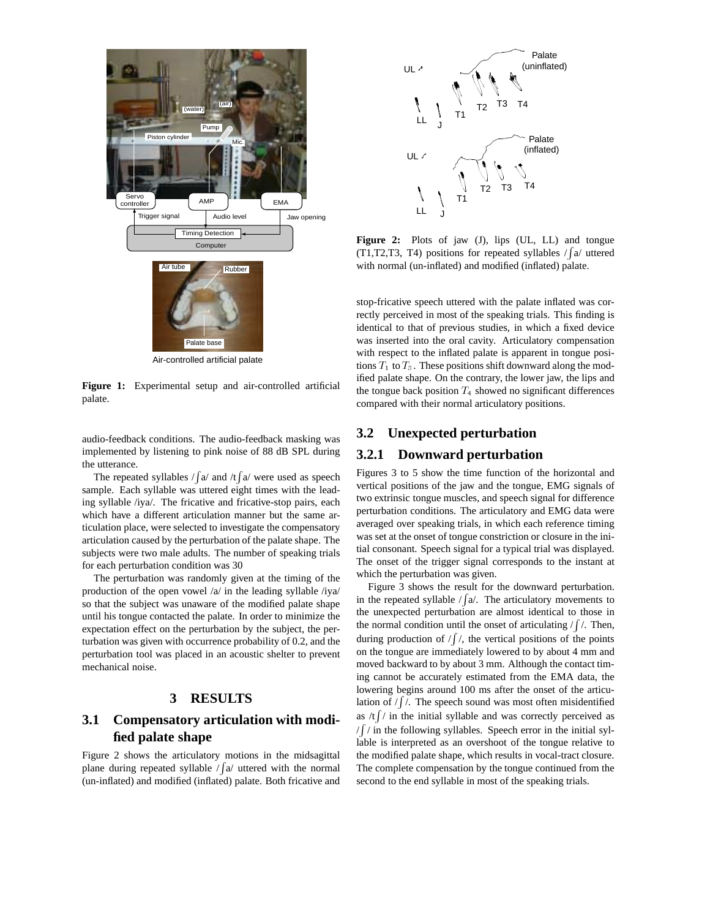Figure 1: Experimental setup and air-controlled artificial palate.

audio-feedback conditions. The audio-feedback masking was implemented by listening to pink noise of 88 dB SPL during the utterance.

The repeated syllables /ʃa/ and /tʃa/ were used as speech sample. Each syllable was uttered eight times with the leading syllable /iya/. The fricative and fricative-stop pairs, each which have a different articulation manner but the same articulation place, were selected to investigate the compensatory articulation caused by the perturbation of the palate shape. The subjects were two male adults. The number of speaking trials for each perturbation condition was 30

The perturbation was randomly given at the timing of the production of the open vowel /a/ in the leading syllable /iya/ so that the subject was unaware of the modified palate shape until his tongue contacted the palate. In order to minimize the expectation effect on the perturbation by the subject, the perturbation was given with occurrence probability of 0.2, and the perturbation tool was placed in an acoustic shelter to prevent mechanical noise.

# 3 RESULTS

## 3.1 Compensatory articulation with modified palate shape

Figure 2 shows the articulatory motions in the midsagittal plane during repeated syllable /ʃa/ uttered with the normal (un-inflated) and modified (inflated) palate. Both fricative and stop-fricative speech uttered with the palate inflated was correctly perceived in most of the speaking trials. This finding is identical to that of previous studies, in which a fixed device was inserted into the oral cavity. Articulatory compensation with respect to the inflated palate is apparent in tongue positions $T_1$ to $T_3$. These positions shift downward along the modified palate shape. On the contrary, the lower jaw, the lips and the tongue back position $T_4$ showed no significant differences compared with their normal articulatory positions.

Figure 2: Plots of jaw (J), lips (UL, LL) and tongue (T1,T2,T3, T4) positions for repeated syllables /ʃa/ uttered with normal (un-inflated) and modified (inflated) palate.

## 3.2 Unexpected perturbation

### 3.2.1 Downward perturbation

Figures 3 to 5 show the time function of the horizontal and vertical positions of the jaw and the tongue, EMG signals of two extrinsic tongue muscles, and speech signal for difference perturbation conditions. The articulatory and EMG data were averaged over speaking trials, in which each reference timing was set at the onset of tongue constriction or closure in the initial consonant. Speech signal for a typical trial was displayed. The onset of the trigger signal corresponds to the instant at which the perturbation was given.

Figure 3 shows the result for the downward perturbation. in the repeated syllable /ʃa/. The articulatory movements to the unexpected perturbation are almost identical to those in the normal condition until the onset of articulating /ʃ/. Then, during production of /ʃ/, the vertical positions of the points on the tongue are immediately lowered to by about 4 mm and moved backward to by about 3 mm. Although the contact timing cannot be accurately estimated from the EMA data, the lowering begins around 100 ms after the onset of the articulation of /ʃ/. The speech sound was most often misidentified as /tʃ/ in the initial syllable and was correctly perceived as /ʃ/ in the following syllables. Speech error in the initial syllable is interpreted as an overshoot of the tongue relative to the modified palate shape, which results in vocal-tract closure. The complete compensation by the tongue continued from the second to the end syllable in most of the speaking trials.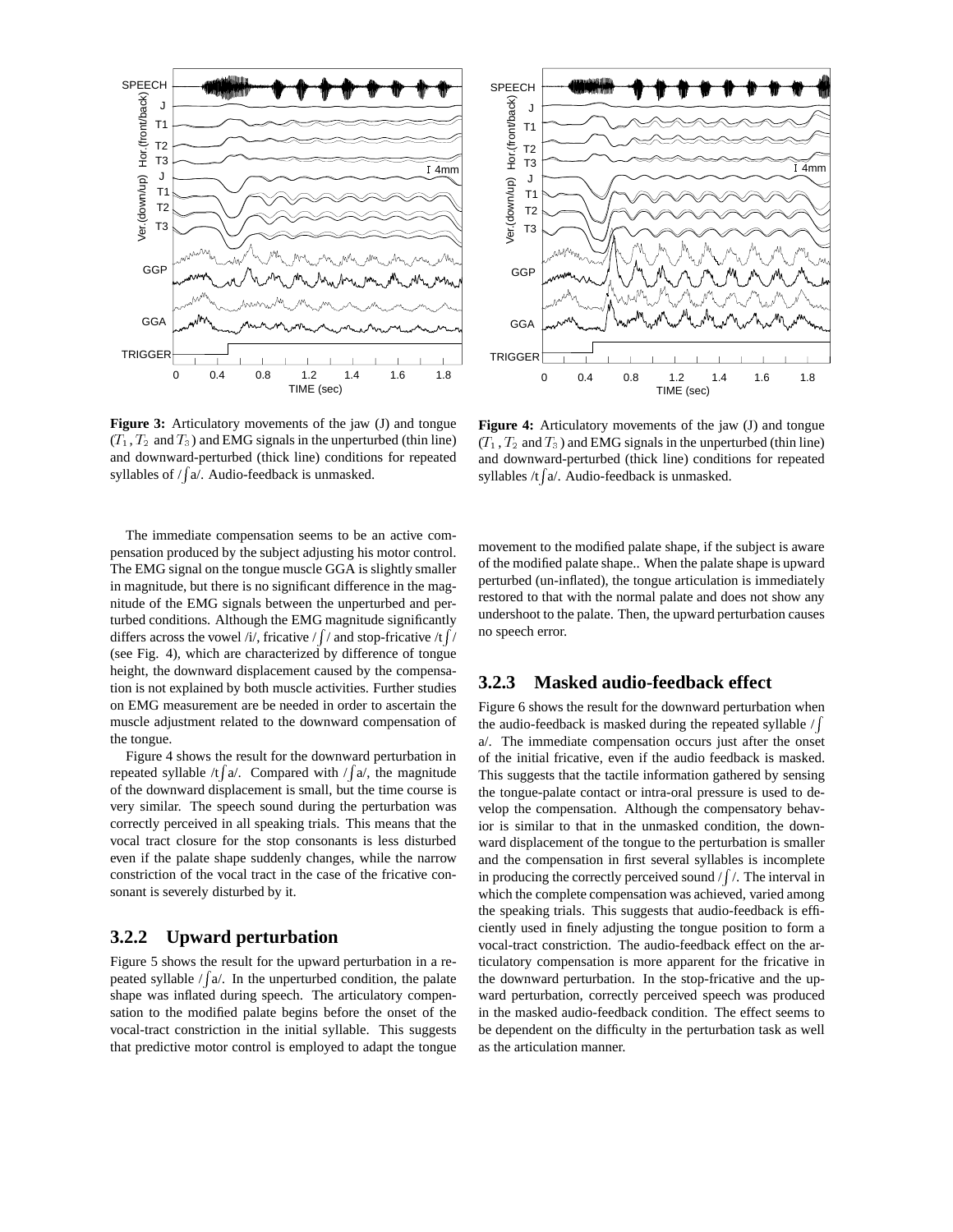**Figure 3:** Articulatory movements of the jaw (J) and tongue ($T_1$, $T_2$ and $T_3$) and EMG signals in the unperturbed (thin line) and downward-perturbed (thick line) conditions for repeated syllables of /ʃa/. Audio-feedback is unmasked.

**Figure 4:** Articulatory movements of the jaw (J) and tongue ($T_1$, $T_2$ and $T_3$) and EMG signals in the unperturbed (thin line) and downward-perturbed (thick line) conditions for repeated syllables /tʃa/. Audio-feedback is unmasked.

The immediate compensation seems to be an active compensation produced by the subject adjusting his motor control. The EMG signal on the tongue muscle GGA is slightly smaller in magnitude, but there is no significant difference in the magnitude of the EMG signals between the unperturbed and perturbed conditions. Although the EMG magnitude significantly differs across the vowel /i/, fricative /ʃ/ and stop-fricative /tʃ/ (see Fig. 4), which are characterized by difference of tongue height, the downward displacement caused by the compensation is not explained by both muscle activities. Further studies on EMG measurement are be needed in order to ascertain the muscle adjustment related to the downward compensation of the tongue.

Figure 4 shows the result for the downward perturbation in repeated syllable /tʃa/. Compared with /ʃa/, the magnitude of the downward displacement is small, but the time course is very similar. The speech sound during the perturbation was correctly perceived in all speaking trials. This means that the vocal tract closure for the stop consonants is less disturbed even if the palate shape suddenly changes, while the narrow constriction of the vocal tract in the case of the fricative consonant is severely disturbed by it.

### 3.2.2 Upward perturbation

Figure 5 shows the result for the upward perturbation in a repeated syllable /ʃa/. In the unperturbed condition, the palate shape was inflated during speech. The articulatory compensation to the modified palate begins before the onset of the vocal-tract constriction in the initial syllable. This suggests that predictive motor control is employed to adapt the tongue movement to the modified palate shape, if the subject is aware of the modified palate shape.. When the palate shape is upward perturbed (un-inflated), the tongue articulation is immediately restored to that with the normal palate and does not show any undershoot to the palate. Then, the upward perturbation causes no speech error.

### 3.2.3 Masked audio-feedback effect

Figure 6 shows the result for the downward perturbation when the audio-feedback is masked during the repeated syllable /ʃa/. The immediate compensation occurs just after the onset of the initial fricative, even if the audio feedback is masked. This suggests that the tactile information gathered by sensing the tongue-palate contact or intra-oral pressure is used to develop the compensation. Although the compensatory behavior is similar to that in the unmasked condition, the downward displacement of the tongue to the perturbation is smaller and the compensation in first several syllables is incomplete in producing the correctly perceived sound /ʃ/. The interval in which the complete compensation was achieved, varied among the speaking trials. This suggests that audio-feedback is efficiently used in finely adjusting the tongue position to form a vocal-tract constriction. The audio-feedback effect on the articulatory compensation is more apparent for the fricative in the downward perturbation. In the stop-fricative and the upward perturbation, correctly perceived speech was produced in the masked audio-feedback condition. The effect seems to be dependent on the difficulty in the perturbation task as well as the articulation manner.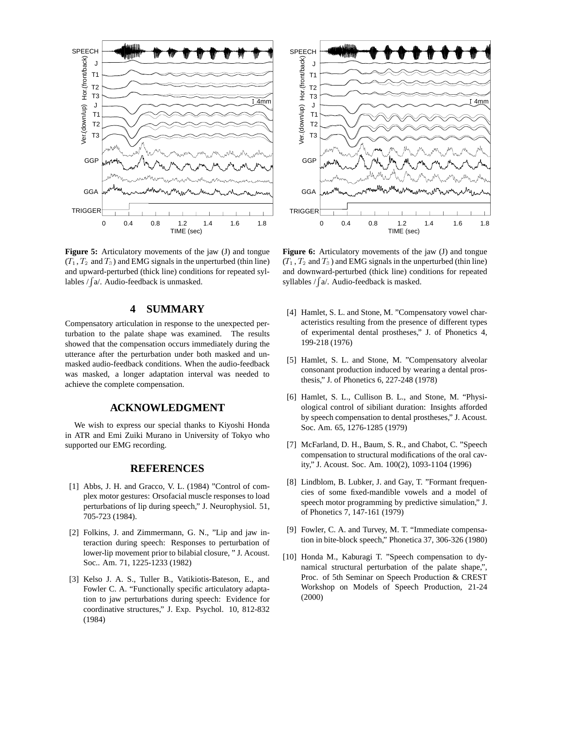SPEECH
Hor.(front/back)
J
T1
T2
T3
Ver.(down/up)
J
T1
T2
T3
I 4mm
GGP
GGA
TRIGGER
0 0.4 0.8 1.2 1.4 1.6 1.8
TIME (sec)

**Figure 5:** Articulatory movements of the jaw (J) and tongue ($T_1$, $T_2$ and $T_3$) and EMG signals in the unperturbed (thin line) and upward-perturbed (thick line) conditions for repeated syllables /ʃa/. Audio-feedback is unmasked.

SPEECH
Hor.(front/back)
J
T1
T2
T3
Ver.(down/up)
J
T1
T2
T3
I 4mm
GGP
GGA
TRIGGER
0 0.4 0.8 1.2 1.4 1.6 1.8
TIME (sec)

**Figure 6:** Articulatory movements of the jaw (J) and tongue ($T_1$, $T_2$ and $T_3$) and EMG signals in the unperturbed (thin line) and downward-perturbed (thick line) conditions for repeated syllables /ʃa/. Audio-feedback is masked.

## 4 SUMMARY

Compensatory articulation in response to the unexpected perturbation to the palate shape was examined. The results showed that the compensation occurs immediately during the utterance after the perturbation under both masked and unmasked audio-feedback conditions. When the audio-feedback was masked, a longer adaptation interval was needed to achieve the complete compensation.

## ACKNOWLEDGMENT

We wish to express our special thanks to Kiyoshi Honda in ATR and Emi Zuiki Murano in University of Tokyo who supported our EMG recording.

## REFERENCES

[1] Abbs, J. H. and Gracco, V. L. (1984) "Control of complex motor gestures: Orsofacial muscle responses to load perturbations of lip during speech," J. Neurophysiol. 51, 705-723 (1984).

[2] Folkins, J. and Zimmermann, G. N., "Lip and jaw interaction during speech: Responses to perturbation of lower-lip movement prior to bilabial closure, " J. Acoust. Soc.. Am. 71, 1225-1233 (1982)

[3] Kelso J. A. S., Tuller B., Vatikiotis-Bateson, E., and Fowler C. A. "Functionally specific articulatory adaptation to jaw perturbations during speech: Evidence for coordinative structures," J. Exp. Psychol. 10, 812-832 (1984)

[4] Hamlet, S. L. and Stone, M. "Compensatory vowel characteristics resulting from the presence of different types of experimental dental prostheses," J. of Phonetics 4, 199-218 (1976)

[5] Hamlet, S. L. and Stone, M. "Compensatory alveolar consonant production induced by wearing a dental prosthesis," J. of Phonetics 6, 227-248 (1978)

[6] Hamlet, S. L., Cullison B. L., and Stone, M. "Physiological control of sibiliant duration: Insights afforded by speech compensation to dental prostheses," J. Acoust. Soc. Am. 65, 1276-1285 (1979)

[7] McFarland, D. H., Baum, S. R., and Chabot, C. "Speech compensation to structural modifications of the oral cavity," J. Acoust. Soc. Am. 100(2), 1093-1104 (1996)

[8] Lindblom, B. Lubker, J. and Gay, T. "Formant frequencies of some fixed-mandible vowels and a model of speech motor programming by predictive simulation," J. of Phonetics 7, 147-161 (1979)

[9] Fowler, C. A. and Turvey, M. T. "Immediate compensation in bite-block speech," Phonetica 37, 306-326 (1980)

[10] Honda M., Kaburagi T. "Speech compensation to dynamical structural perturbation of the palate shape,", Proc. of 5th Seminar on Speech Production & CREST Workshop on Models of Speech Production, 21-24 (2000)